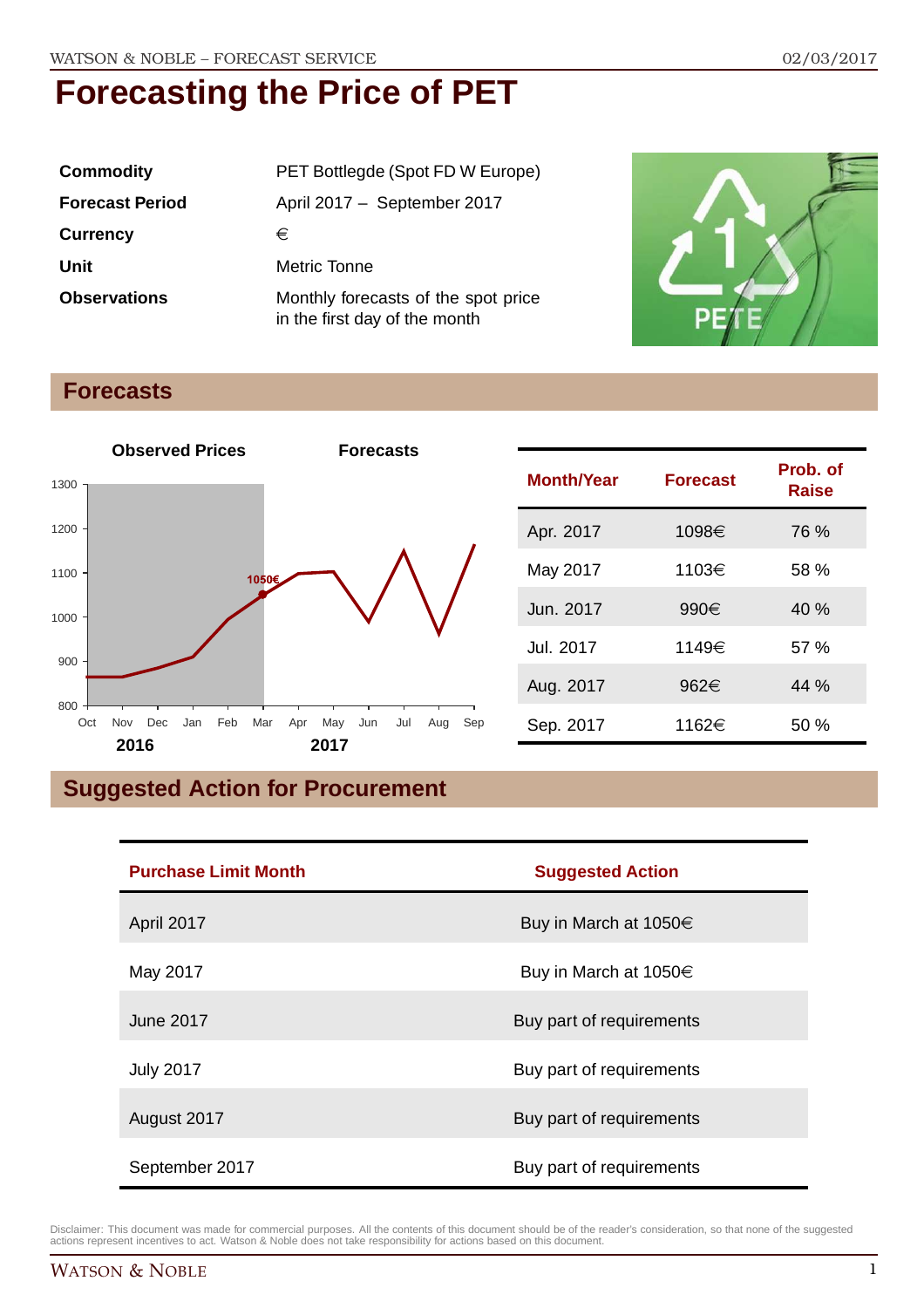# Forecasting the Price of PET

| | |
|---|---|
| **Commodity** | PET Bottlegde (Spot FD W Europe) |
| **Forecast Period** | April 2017 – September 2017 |
| **Currency** | € |
| **Unit** | Metric Tonne |
| **Observations** | Monthly forecasts of the spot price in the first day of the month |

## Forecasts

| Month/Year | Forecast | Prob. of Raise |
|---|---|---|
| Apr. 2017 | 1098€ | 76 % |
| May 2017 | 1103€ | 58 % |
| Jun. 2017 | 990€ | 40 % |
| Jul. 2017 | 1149€ | 57 % |
| Aug. 2017 | 962€ | 44 % |
| Sep. 2017 | 1162€ | 50 % |

## Suggested Action for Procurement

| Purchase Limit Month | Suggested Action |
|---|---|
| April 2017 | Buy in March at 1050€ |
| May 2017 | Buy in March at 1050€ |
| June 2017 | Buy part of requirements |
| July 2017 | Buy part of requirements |
| August 2017 | Buy part of requirements |
| September 2017 | Buy part of requirements |

Disclaimer: This document was made for commercial purposes. All the contents of this document should be of the reader's consideration, so that none of the suggested actions represent incentives to act. Watson & Noble does not take responsibility for actions based on this document.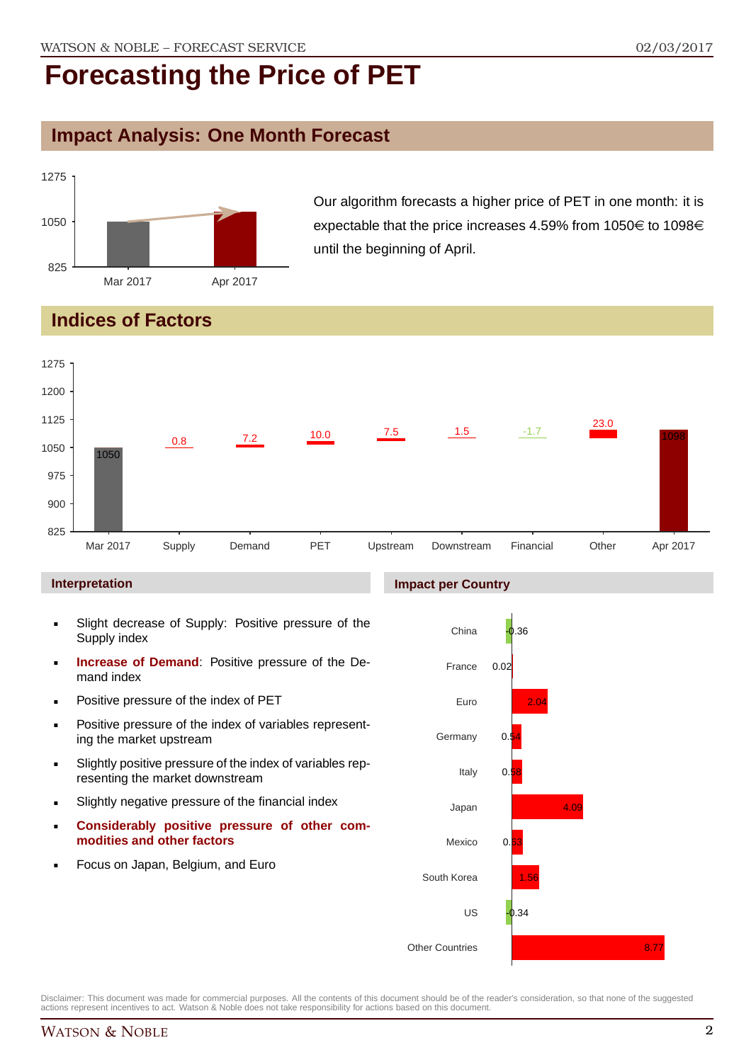# Forecasting the Price of PET

## Impact Analysis: One Month Forecast

Our algorithm forecasts a higher price of PET in one month: it is expectable that the price increases 4.59% from 1050€ to 1098€ until the beginning of April.

## Indices of Factors

| Factor | Value |
|---|---|
| Mar 2017 | 1050 |
| Supply | 0.8 |
| Demand | 7.2 |
| PET | 10.0 |
| Upstream | 7.5 |
| Downstream | 1.5 |
| Financial | -1.7 |
| Other | 23.0 |
| Apr 2017 | 1098 |

### Interpretation

- Slight decrease of Supply: Positive pressure of the Supply index
- **Increase of Demand**: Positive pressure of the Demand index
- Positive pressure of the index of PET
- Positive pressure of the index of variables representing the market upstream
- Slightly positive pressure of the index of variables representing the market downstream
- Slightly negative pressure of the financial index
- **Considerably positive pressure of other commodities and other factors**
- Focus on Japan, Belgium, and Euro

### Impact per Country

| Country | Impact |
|---|---|
| China | -0.36 |
| France | 0.02 |
| Euro | 2.04 |
| Germany | 0.54 |
| Italy | 0.58 |
| Japan | 4.09 |
| Mexico | 0.63 |
| South Korea | 1.56 |
| US | -0.34 |
| Other Countries | 8.77 |

Disclaimer: This document was made for commercial purposes. All the contents of this document should be of the reader's consideration, so that none of the suggested actions represent incentives to act. Watson & Noble does not take responsibility for actions based on this document.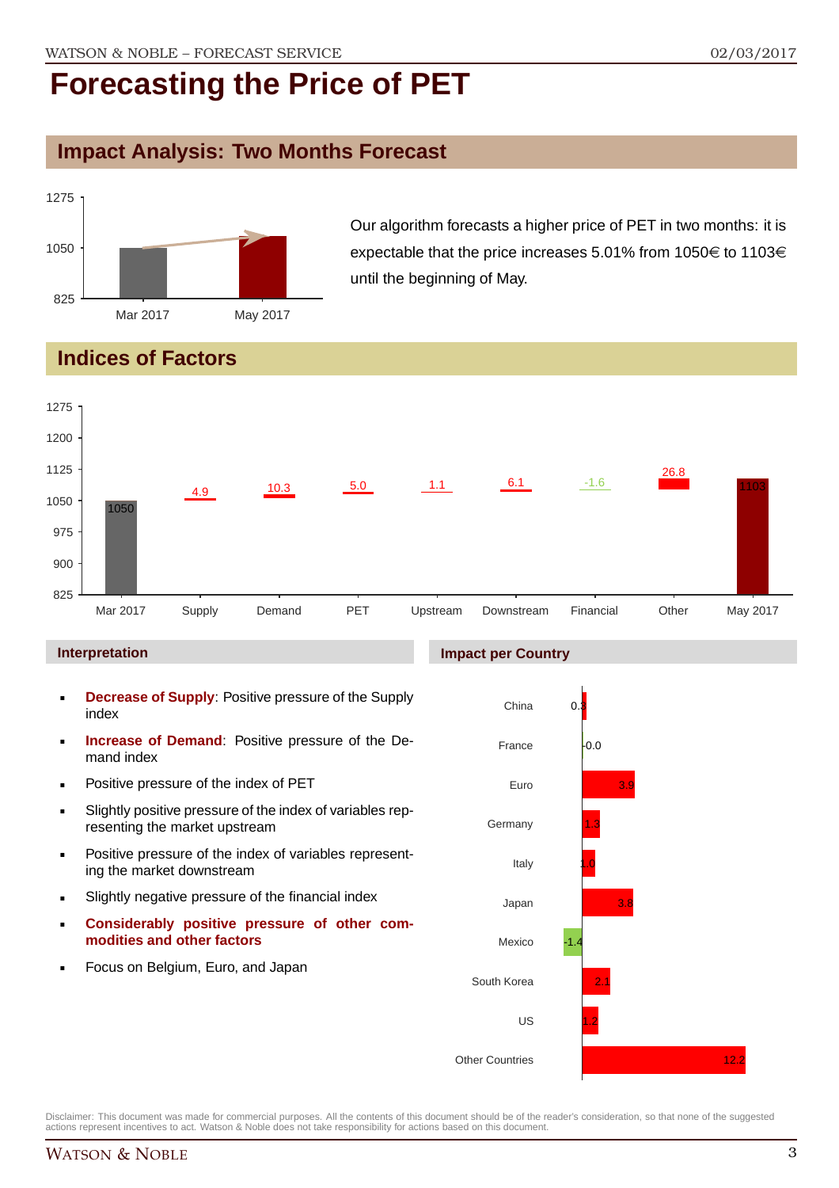# Forecasting the Price of PET

## Impact Analysis: Two Months Forecast

Our algorithm forecasts a higher price of PET in two months: it is expectable that the price increases 5.01% from 1050€ to 1103€ until the beginning of May.

## Indices of Factors

| | Mar 2017 | Supply | Demand | PET | Upstream | Downstream | Financial | Other | May 2017 |
|---|---|---|---|---|---|---|---|---|---|
| Value | 1050 | 4.9 | 10.3 | 5.0 | 1.1 | 6.1 | -1.6 | 26.8 | 1103 |

### Interpretation

- **Decrease of Supply**: Positive pressure of the Supply index
- **Increase of Demand**: Positive pressure of the Demand index
- Positive pressure of the index of PET
- Slightly positive pressure of the index of variables representing the market upstream
- Positive pressure of the index of variables representing the market downstream
- Slightly negative pressure of the financial index
- **Considerably positive pressure of other commodities and other factors**
- Focus on Belgium, Euro, and Japan

### Impact per Country

| Country | Impact |
|---|---|
| China | 0.3 |
| France | -0.0 |
| Euro | 3.9 |
| Germany | 1.3 |
| Italy | 1.0 |
| Japan | 3.8 |
| Mexico | -1.4 |
| South Korea | 2.1 |
| US | 1.2 |
| Other Countries | 12.2 |

Disclaimer: This document was made for commercial purposes. All the contents of this document should be of the reader's consideration, so that none of the suggested actions represent incentives to act. Watson & Noble does not take responsibility for actions based on this document.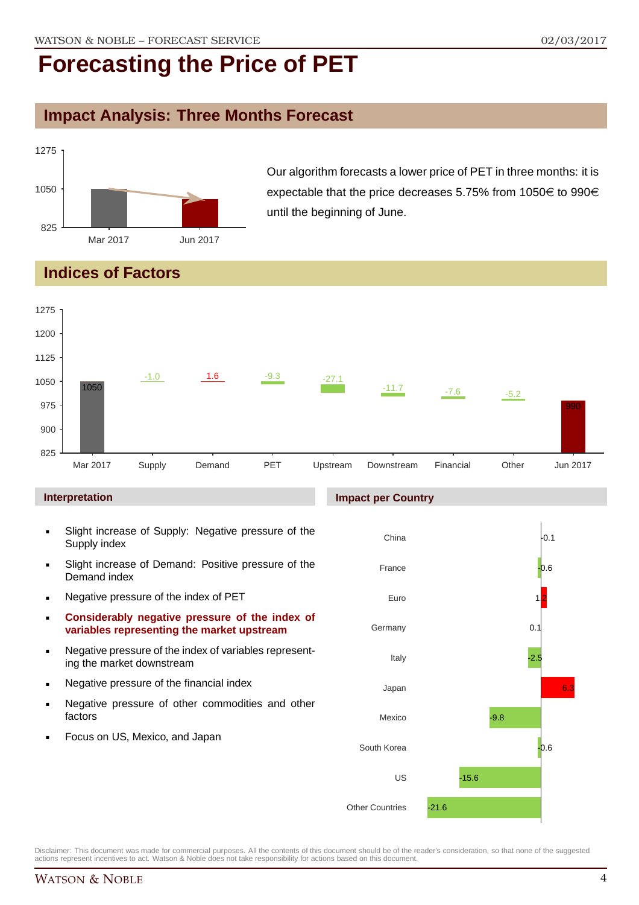# Forecasting the Price of PET

## Impact Analysis: Three Months Forecast

Our algorithm forecasts a lower price of PET in three months: it is expectable that the price decreases 5.75% from 1050€ to 990€ until the beginning of June.

## Indices of Factors

| Factor | Value |
|---|---|
| Mar 2017 | 1050 |
| Supply | -1.0 |
| Demand | 1.6 |
| PET | -9.3 |
| Upstream | -27.1 |
| Downstream | -11.7 |
| Financial | -7.6 |
| Other | -5.2 |
| Jun 2017 | 990 |

### Interpretation

- Slight increase of Supply: Negative pressure of the Supply index
- Slight increase of Demand: Positive pressure of the Demand index
- Negative pressure of the index of PET
- **Considerably negative pressure of the index of variables representing the market upstream**
- Negative pressure of the index of variables representing the market downstream
- Negative pressure of the financial index
- Negative pressure of other commodities and other factors
- Focus on US, Mexico, and Japan

### Impact per Country

| Country | Impact |
|---|---|
| China | -0.1 |
| France | -0.6 |
| Euro | 1.2 |
| Germany | 0.1 |
| Italy | -2.5 |
| Japan | 6.3 |
| Mexico | -9.8 |
| South Korea | -0.6 |
| US | -15.6 |
| Other Countries | -21.6 |

Disclaimer: This document was made for commercial purposes. All the contents of this document should be of the reader's consideration, so that none of the suggested actions represent incentives to act. Watson & Noble does not take responsibility for actions based on this document.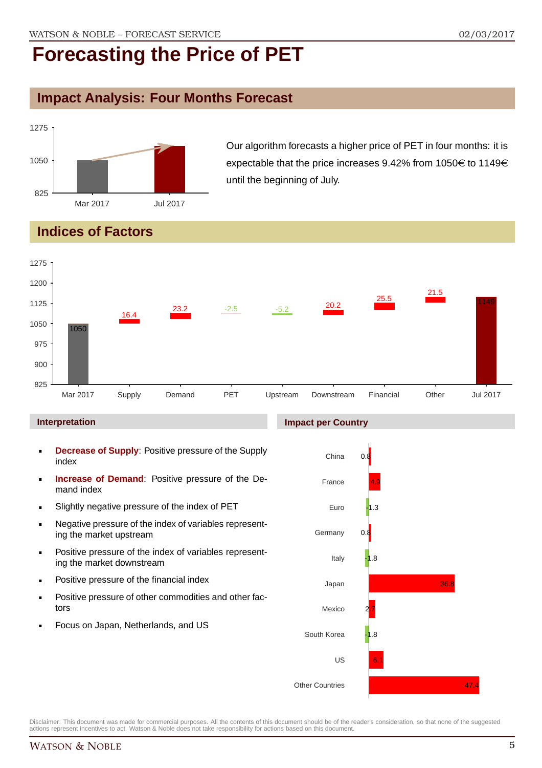# Forecasting the Price of PET

## Impact Analysis: Four Months Forecast

Our algorithm forecasts a higher price of PET in four months: it is expectable that the price increases 9.42% from 1050€ to 1149€ until the beginning of July.

## Indices of Factors

| | Mar 2017 | Supply | Demand | PET | Upstream | Downstream | Financial | Other | Jul 2017 |
|---|---|---|---|---|---|---|---|---|---|
| Value | 1050 | 16.4 | 23.2 | -2.5 | -5.2 | 20.2 | 25.5 | 21.5 | 1149 |

### Interpretation

- **Decrease of Supply**: Positive pressure of the Supply index
- **Increase of Demand**: Positive pressure of the Demand index
- Slightly negative pressure of the index of PET
- Negative pressure of the index of variables representing the market upstream
- Positive pressure of the index of variables representing the market downstream
- Positive pressure of the financial index
- Positive pressure of other commodities and other factors
- Focus on Japan, Netherlands, and US

### Impact per Country

| Country | Impact |
|---|---|
| China | 0.8 |
| France | 4.9 |
| Euro | -1.3 |
| Germany | 0.8 |
| Italy | -1.8 |
| Japan | 36.8 |
| Mexico | 2.7 |
| South Korea | -1.8 |
| US | 6.1 |
| Other Countries | 47.4 |

Disclaimer: This document was made for commercial purposes. All the contents of this document should be of the reader's consideration, so that none of the suggested actions represent incentives to act. Watson & Noble does not take responsibility for actions based on this document.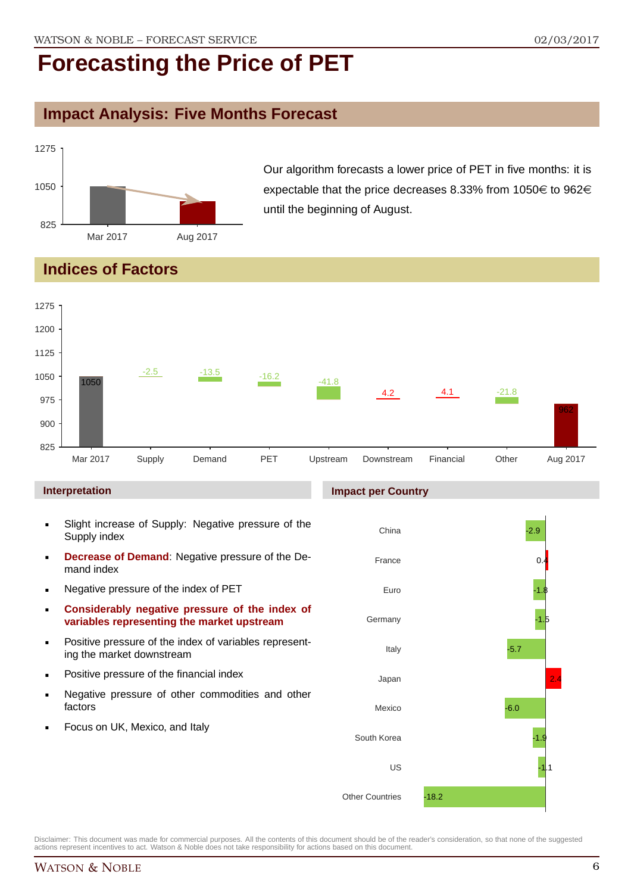# Forecasting the Price of PET

## Impact Analysis: Five Months Forecast

Our algorithm forecasts a lower price of PET in five months: it is expectable that the price decreases 8.33% from 1050€ to 962€ until the beginning of August.

## Indices of Factors

| Mar 2017 | Supply | Demand | PET | Upstream | Downstream | Financial | Other | Aug 2017 |
|---|---|---|---|---|---|---|---|---|
| 1050 | -2.5 | -13.5 | -16.2 | -41.8 | 4.2 | 4.1 | -21.8 | 962 |

### Interpretation

- Slight increase of Supply: Negative pressure of the Supply index
- **Decrease of Demand**: Negative pressure of the Demand index
- Negative pressure of the index of PET
- **Considerably negative pressure of the index of variables representing the market upstream**
- Positive pressure of the index of variables representing the market downstream
- Positive pressure of the financial index
- Negative pressure of other commodities and other factors
- Focus on UK, Mexico, and Italy

### Impact per Country

| Country | Impact |
|---|---|
| China | -2.9 |
| France | 0.4 |
| Euro | -1.8 |
| Germany | -1.5 |
| Italy | -5.7 |
| Japan | 2.4 |
| Mexico | -6.0 |
| South Korea | -1.9 |
| US | -1.1 |
| Other Countries | -18.2 |

Disclaimer: This document was made for commercial purposes. All the contents of this document should be of the reader's consideration, so that none of the suggested actions represent incentives to act. Watson & Noble does not take responsibility for actions based on this document.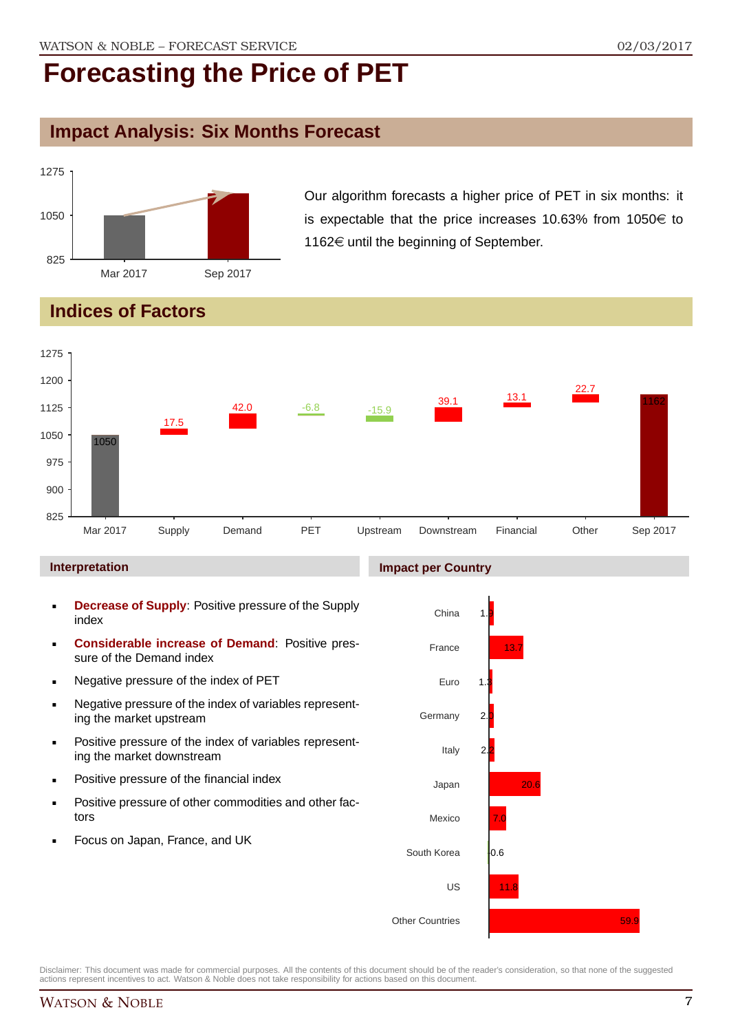# Forecasting the Price of PET

## Impact Analysis: Six Months Forecast

Our algorithm forecasts a higher price of PET in six months: it is expectable that the price increases 10.63% from 1050€ to 1162€ until the beginning of September.

## Indices of Factors

### Interpretation

- **Decrease of Supply**: Positive pressure of the Supply index
- **Considerable increase of Demand**: Positive pressure of the Demand index
- Negative pressure of the index of PET
- Negative pressure of the index of variables representing the market upstream
- Positive pressure of the index of variables representing the market downstream
- Positive pressure of the financial index
- Positive pressure of other commodities and other factors
- Focus on Japan, France, and UK

### Impact per Country

Disclaimer: This document was made for commercial purposes. All the contents of this document should be of the reader's consideration, so that none of the suggested actions represent incentives to act. Watson & Noble does not take responsibility for actions based on this document.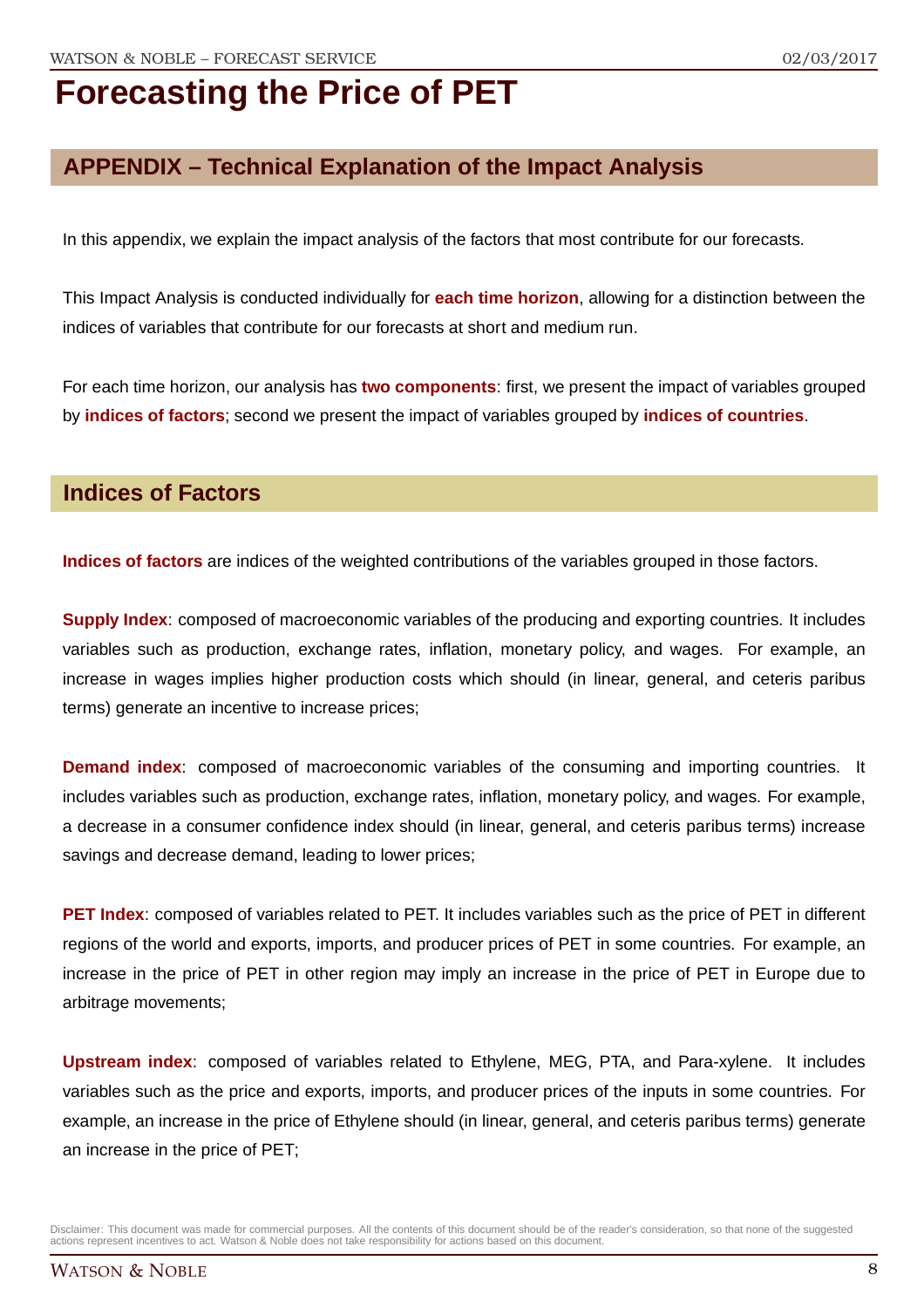# Forecasting the Price of PET

## APPENDIX – Technical Explanation of the Impact Analysis

In this appendix, we explain the impact analysis of the factors that most contribute for our forecasts.

This Impact Analysis is conducted individually for **each time horizon**, allowing for a distinction between the indices of variables that contribute for our forecasts at short and medium run.

For each time horizon, our analysis has **two components**: first, we present the impact of variables grouped by **indices of factors**; second we present the impact of variables grouped by **indices of countries**.

## Indices of Factors

**Indices of factors** are indices of the weighted contributions of the variables grouped in those factors.

**Supply Index**: composed of macroeconomic variables of the producing and exporting countries. It includes variables such as production, exchange rates, inflation, monetary policy, and wages. For example, an increase in wages implies higher production costs which should (in linear, general, and ceteris paribus terms) generate an incentive to increase prices;

**Demand index**: composed of macroeconomic variables of the consuming and importing countries. It includes variables such as production, exchange rates, inflation, monetary policy, and wages. For example, a decrease in a consumer confidence index should (in linear, general, and ceteris paribus terms) increase savings and decrease demand, leading to lower prices;

**PET Index**: composed of variables related to PET. It includes variables such as the price of PET in different regions of the world and exports, imports, and producer prices of PET in some countries. For example, an increase in the price of PET in other region may imply an increase in the price of PET in Europe due to arbitrage movements;

**Upstream index**: composed of variables related to Ethylene, MEG, PTA, and Para-xylene. It includes variables such as the price and exports, imports, and producer prices of the inputs in some countries. For example, an increase in the price of Ethylene should (in linear, general, and ceteris paribus terms) generate an increase in the price of PET;

Disclaimer: This document was made for commercial purposes. All the contents of this document should be of the reader's consideration, so that none of the suggested actions represent incentives to act. Watson & Noble does not take responsibility for actions based on this document.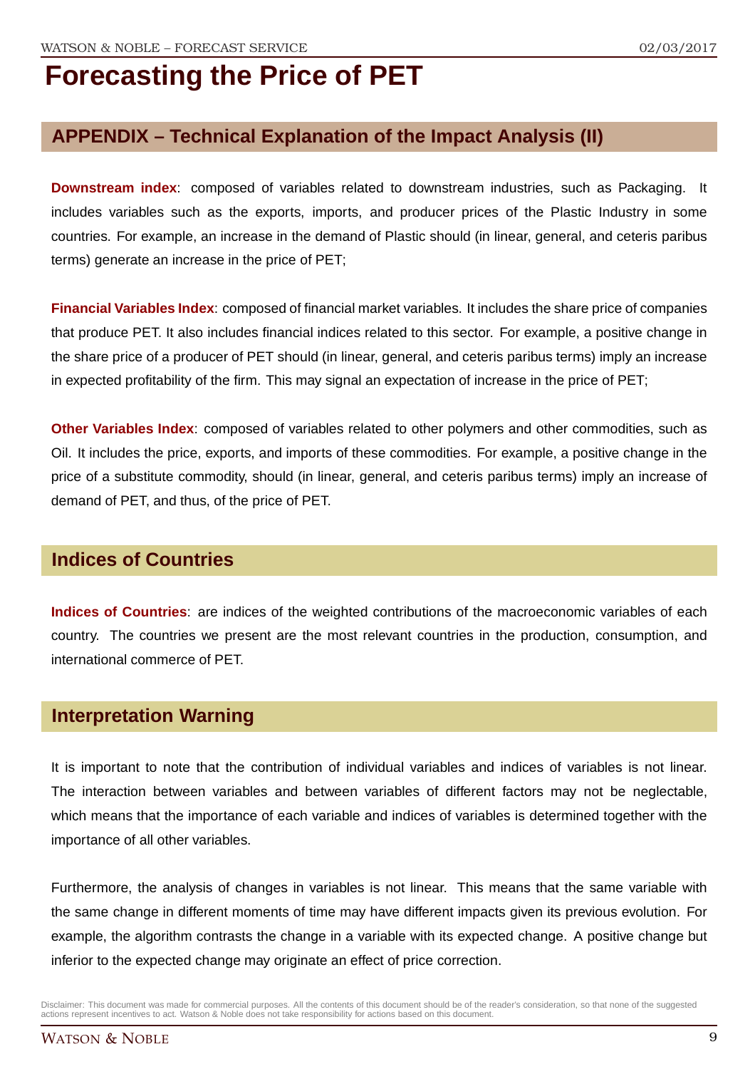# Forecasting the Price of PET

## APPENDIX – Technical Explanation of the Impact Analysis (II)

**Downstream index**: composed of variables related to downstream industries, such as Packaging. It includes variables such as the exports, imports, and producer prices of the Plastic Industry in some countries. For example, an increase in the demand of Plastic should (in linear, general, and ceteris paribus terms) generate an increase in the price of PET;

**Financial Variables Index**: composed of financial market variables. It includes the share price of companies that produce PET. It also includes financial indices related to this sector. For example, a positive change in the share price of a producer of PET should (in linear, general, and ceteris paribus terms) imply an increase in expected profitability of the firm. This may signal an expectation of increase in the price of PET;

**Other Variables Index**: composed of variables related to other polymers and other commodities, such as Oil. It includes the price, exports, and imports of these commodities. For example, a positive change in the price of a substitute commodity, should (in linear, general, and ceteris paribus terms) imply an increase of demand of PET, and thus, of the price of PET.

## Indices of Countries

**Indices of Countries**: are indices of the weighted contributions of the macroeconomic variables of each country. The countries we present are the most relevant countries in the production, consumption, and international commerce of PET.

## Interpretation Warning

It is important to note that the contribution of individual variables and indices of variables is not linear. The interaction between variables and between variables of different factors may not be neglectable, which means that the importance of each variable and indices of variables is determined together with the importance of all other variables.

Furthermore, the analysis of changes in variables is not linear. This means that the same variable with the same change in different moments of time may have different impacts given its previous evolution. For example, the algorithm contrasts the change in a variable with its expected change. A positive change but inferior to the expected change may originate an effect of price correction.

Disclaimer: This document was made for commercial purposes. All the contents of this document should be of the reader's consideration, so that none of the suggested actions represent incentives to act. Watson & Noble does not take responsibility for actions based on this document.